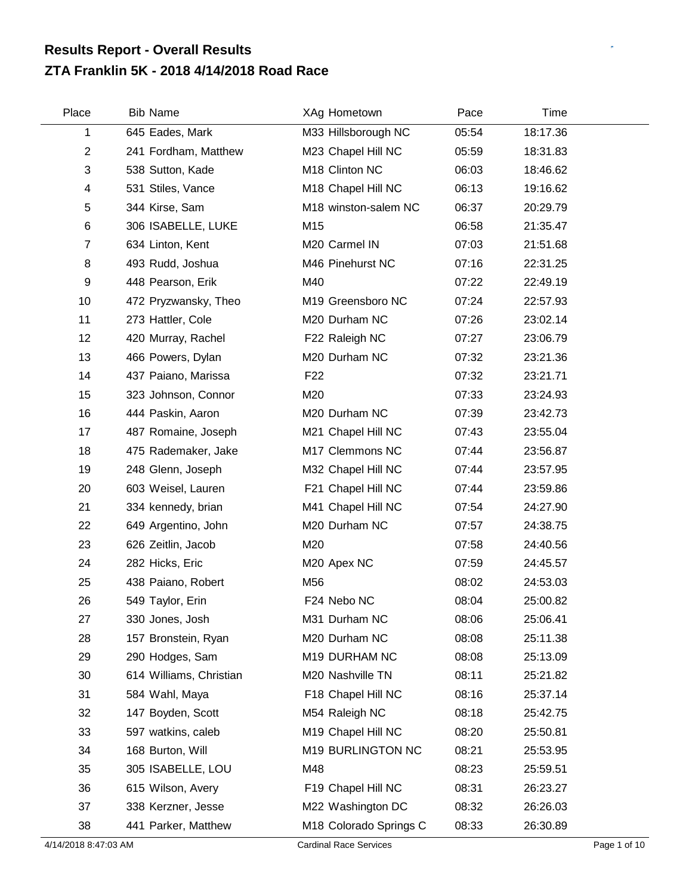# Results Report - Overall Results

## ZTA Franklin 5K - 2018 4/14/2018 Road Race

| Place | Bib | Name | XAg | Hometown | Pace | Time |
|---|---|---|---|---|---|---|
| 1 | 645 | Eades, Mark | M33 | Hillsborough NC | 05:54 | 18:17.36 |
| 2 | 241 | Fordham, Matthew | M23 | Chapel Hill NC | 05:59 | 18:31.83 |
| 3 | 538 | Sutton, Kade | M18 | Clinton NC | 06:03 | 18:46.62 |
| 4 | 531 | Stiles, Vance | M18 | Chapel Hill NC | 06:13 | 19:16.62 |
| 5 | 344 | Kirse, Sam | M18 | winston-salem NC | 06:37 | 20:29.79 |
| 6 | 306 | ISABELLE, LUKE | M15 | | 06:58 | 21:35.47 |
| 7 | 634 | Linton, Kent | M20 | Carmel IN | 07:03 | 21:51.68 |
| 8 | 493 | Rudd, Joshua | M46 | Pinehurst NC | 07:16 | 22:31.25 |
| 9 | 448 | Pearson, Erik | M40 | | 07:22 | 22:49.19 |
| 10 | 472 | Pryzwansky, Theo | M19 | Greensboro NC | 07:24 | 22:57.93 |
| 11 | 273 | Hattler, Cole | M20 | Durham NC | 07:26 | 23:02.14 |
| 12 | 420 | Murray, Rachel | F22 | Raleigh NC | 07:27 | 23:06.79 |
| 13 | 466 | Powers, Dylan | M20 | Durham NC | 07:32 | 23:21.36 |
| 14 | 437 | Paiano, Marissa | F22 | | 07:32 | 23:21.71 |
| 15 | 323 | Johnson, Connor | M20 | | 07:33 | 23:24.93 |
| 16 | 444 | Paskin, Aaron | M20 | Durham NC | 07:39 | 23:42.73 |
| 17 | 487 | Romaine, Joseph | M21 | Chapel Hill NC | 07:43 | 23:55.04 |
| 18 | 475 | Rademaker, Jake | M17 | Clemmons NC | 07:44 | 23:56.87 |
| 19 | 248 | Glenn, Joseph | M32 | Chapel Hill NC | 07:44 | 23:57.95 |
| 20 | 603 | Weisel, Lauren | F21 | Chapel Hill NC | 07:44 | 23:59.86 |
| 21 | 334 | kennedy, brian | M41 | Chapel Hill NC | 07:54 | 24:27.90 |
| 22 | 649 | Argentino, John | M20 | Durham NC | 07:57 | 24:38.75 |
| 23 | 626 | Zeitlin, Jacob | M20 | | 07:58 | 24:40.56 |
| 24 | 282 | Hicks, Eric | M20 | Apex NC | 07:59 | 24:45.57 |
| 25 | 438 | Paiano, Robert | M56 | | 08:02 | 24:53.03 |
| 26 | 549 | Taylor, Erin | F24 | Nebo NC | 08:04 | 25:00.82 |
| 27 | 330 | Jones, Josh | M31 | Durham NC | 08:06 | 25:06.41 |
| 28 | 157 | Bronstein, Ryan | M20 | Durham NC | 08:08 | 25:11.38 |
| 29 | 290 | Hodges, Sam | M19 | DURHAM NC | 08:08 | 25:13.09 |
| 30 | 614 | Williams, Christian | M20 | Nashville TN | 08:11 | 25:21.82 |
| 31 | 584 | Wahl, Maya | F18 | Chapel Hill NC | 08:16 | 25:37.14 |
| 32 | 147 | Boyden, Scott | M54 | Raleigh NC | 08:18 | 25:42.75 |
| 33 | 597 | watkins, caleb | M19 | Chapel Hill NC | 08:20 | 25:50.81 |
| 34 | 168 | Burton, Will | M19 | BURLINGTON NC | 08:21 | 25:53.95 |
| 35 | 305 | ISABELLE, LOU | M48 | | 08:23 | 25:59.51 |
| 36 | 615 | Wilson, Avery | F19 | Chapel Hill NC | 08:31 | 26:23.27 |
| 37 | 338 | Kerzner, Jesse | M22 | Washington DC | 08:32 | 26:26.03 |
| 38 | 441 | Parker, Matthew | M18 | Colorado Springs C | 08:33 | 26:30.89 |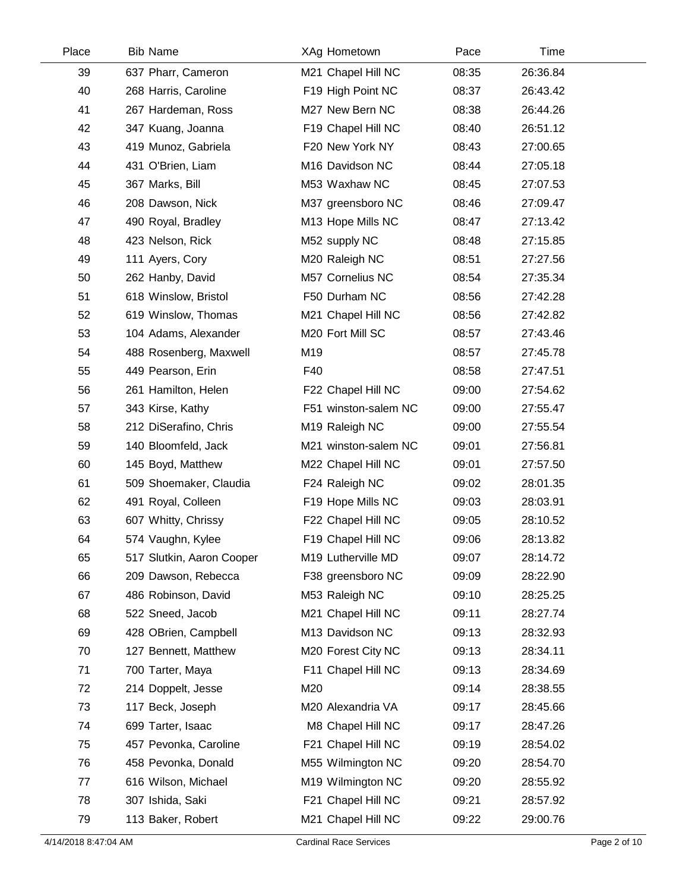| Place | Bib | Name | XAg | Hometown | Pace | Time |
|---|---|---|---|---|---|---|
| 39 | 637 | Pharr, Cameron | M21 | Chapel Hill NC | 08:35 | 26:36.84 |
| 40 | 268 | Harris, Caroline | F19 | High Point NC | 08:37 | 26:43.42 |
| 41 | 267 | Hardeman, Ross | M27 | New Bern NC | 08:38 | 26:44.26 |
| 42 | 347 | Kuang, Joanna | F19 | Chapel Hill NC | 08:40 | 26:51.12 |
| 43 | 419 | Munoz, Gabriela | F20 | New York NY | 08:43 | 27:00.65 |
| 44 | 431 | O'Brien, Liam | M16 | Davidson NC | 08:44 | 27:05.18 |
| 45 | 367 | Marks, Bill | M53 | Waxhaw NC | 08:45 | 27:07.53 |
| 46 | 208 | Dawson, Nick | M37 | greensboro NC | 08:46 | 27:09.47 |
| 47 | 490 | Royal, Bradley | M13 | Hope Mills NC | 08:47 | 27:13.42 |
| 48 | 423 | Nelson, Rick | M52 | supply NC | 08:48 | 27:15.85 |
| 49 | 111 | Ayers, Cory | M20 | Raleigh NC | 08:51 | 27:27.56 |
| 50 | 262 | Hanby, David | M57 | Cornelius NC | 08:54 | 27:35.34 |
| 51 | 618 | Winslow, Bristol | F50 | Durham NC | 08:56 | 27:42.28 |
| 52 | 619 | Winslow, Thomas | M21 | Chapel Hill NC | 08:56 | 27:42.82 |
| 53 | 104 | Adams, Alexander | M20 | Fort Mill SC | 08:57 | 27:43.46 |
| 54 | 488 | Rosenberg, Maxwell | M19 | | 08:57 | 27:45.78 |
| 55 | 449 | Pearson, Erin | F40 | | 08:58 | 27:47.51 |
| 56 | 261 | Hamilton, Helen | F22 | Chapel Hill NC | 09:00 | 27:54.62 |
| 57 | 343 | Kirse, Kathy | F51 | winston-salem NC | 09:00 | 27:55.47 |
| 58 | 212 | DiSerafino, Chris | M19 | Raleigh NC | 09:00 | 27:55.54 |
| 59 | 140 | Bloomfeld, Jack | M21 | winston-salem NC | 09:01 | 27:56.81 |
| 60 | 145 | Boyd, Matthew | M22 | Chapel Hill NC | 09:01 | 27:57.50 |
| 61 | 509 | Shoemaker, Claudia | F24 | Raleigh NC | 09:02 | 28:01.35 |
| 62 | 491 | Royal, Colleen | F19 | Hope Mills NC | 09:03 | 28:03.91 |
| 63 | 607 | Whitty, Chrissy | F22 | Chapel Hill NC | 09:05 | 28:10.52 |
| 64 | 574 | Vaughn, Kylee | F19 | Chapel Hill NC | 09:06 | 28:13.82 |
| 65 | 517 | Slutkin, Aaron Cooper | M19 | Lutherville MD | 09:07 | 28:14.72 |
| 66 | 209 | Dawson, Rebecca | F38 | greensboro NC | 09:09 | 28:22.90 |
| 67 | 486 | Robinson, David | M53 | Raleigh NC | 09:10 | 28:25.25 |
| 68 | 522 | Sneed, Jacob | M21 | Chapel Hill NC | 09:11 | 28:27.74 |
| 69 | 428 | OBrien, Campbell | M13 | Davidson NC | 09:13 | 28:32.93 |
| 70 | 127 | Bennett, Matthew | M20 | Forest City NC | 09:13 | 28:34.11 |
| 71 | 700 | Tarter, Maya | F11 | Chapel Hill NC | 09:13 | 28:34.69 |
| 72 | 214 | Doppelt, Jesse | M20 | | 09:14 | 28:38.55 |
| 73 | 117 | Beck, Joseph | M20 | Alexandria VA | 09:17 | 28:45.66 |
| 74 | 699 | Tarter, Isaac | M8 | Chapel Hill NC | 09:17 | 28:47.26 |
| 75 | 457 | Pevonka, Caroline | F21 | Chapel Hill NC | 09:19 | 28:54.02 |
| 76 | 458 | Pevonka, Donald | M55 | Wilmington NC | 09:20 | 28:54.70 |
| 77 | 616 | Wilson, Michael | M19 | Wilmington NC | 09:20 | 28:55.92 |
| 78 | 307 | Ishida, Saki | F21 | Chapel Hill NC | 09:21 | 28:57.92 |
| 79 | 113 | Baker, Robert | M21 | Chapel Hill NC | 09:22 | 29:00.76 |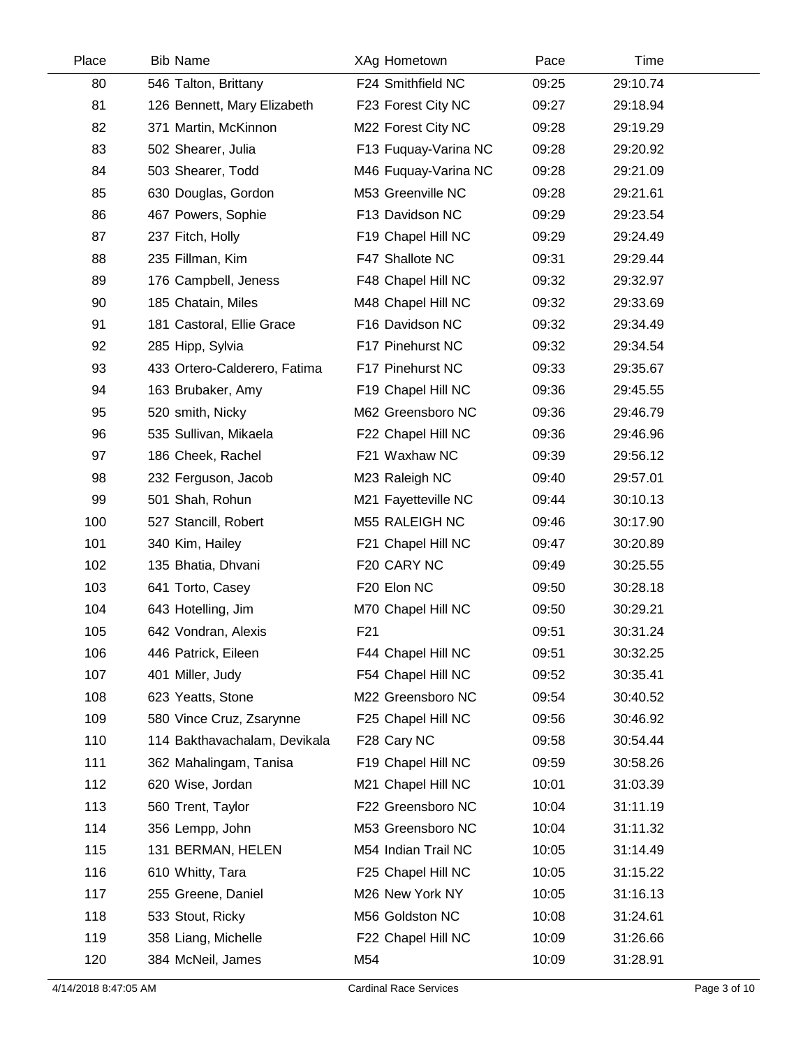| Place | Bib | Name | XAg | Hometown | Pace | Time |
|---|---|---|---|---|---|---|
| 80 | 546 | Talton, Brittany | F24 | Smithfield NC | 09:25 | 29:10.74 |
| 81 | 126 | Bennett, Mary Elizabeth | F23 | Forest City NC | 09:27 | 29:18.94 |
| 82 | 371 | Martin, McKinnon | M22 | Forest City NC | 09:28 | 29:19.29 |
| 83 | 502 | Shearer, Julia | F13 | Fuquay-Varina NC | 09:28 | 29:20.92 |
| 84 | 503 | Shearer, Todd | M46 | Fuquay-Varina NC | 09:28 | 29:21.09 |
| 85 | 630 | Douglas, Gordon | M53 | Greenville NC | 09:28 | 29:21.61 |
| 86 | 467 | Powers, Sophie | F13 | Davidson NC | 09:29 | 29:23.54 |
| 87 | 237 | Fitch, Holly | F19 | Chapel Hill NC | 09:29 | 29:24.49 |
| 88 | 235 | Fillman, Kim | F47 | Shallote NC | 09:31 | 29:29.44 |
| 89 | 176 | Campbell, Jeness | F48 | Chapel Hill NC | 09:32 | 29:32.97 |
| 90 | 185 | Chatain, Miles | M48 | Chapel Hill NC | 09:32 | 29:33.69 |
| 91 | 181 | Castoral, Ellie Grace | F16 | Davidson NC | 09:32 | 29:34.49 |
| 92 | 285 | Hipp, Sylvia | F17 | Pinehurst NC | 09:32 | 29:34.54 |
| 93 | 433 | Ortero-Calderero, Fatima | F17 | Pinehurst NC | 09:33 | 29:35.67 |
| 94 | 163 | Brubaker, Amy | F19 | Chapel Hill NC | 09:36 | 29:45.55 |
| 95 | 520 | smith, Nicky | M62 | Greensboro NC | 09:36 | 29:46.79 |
| 96 | 535 | Sullivan, Mikaela | F22 | Chapel Hill NC | 09:36 | 29:46.96 |
| 97 | 186 | Cheek, Rachel | F21 | Waxhaw NC | 09:39 | 29:56.12 |
| 98 | 232 | Ferguson, Jacob | M23 | Raleigh NC | 09:40 | 29:57.01 |
| 99 | 501 | Shah, Rohun | M21 | Fayetteville NC | 09:44 | 30:10.13 |
| 100 | 527 | Stancill, Robert | M55 | RALEIGH NC | 09:46 | 30:17.90 |
| 101 | 340 | Kim, Hailey | F21 | Chapel Hill NC | 09:47 | 30:20.89 |
| 102 | 135 | Bhatia, Dhvani | F20 | CARY NC | 09:49 | 30:25.55 |
| 103 | 641 | Torto, Casey | F20 | Elon NC | 09:50 | 30:28.18 |
| 104 | 643 | Hotelling, Jim | M70 | Chapel Hill NC | 09:50 | 30:29.21 |
| 105 | 642 | Vondran, Alexis | F21 | | 09:51 | 30:31.24 |
| 106 | 446 | Patrick, Eileen | F44 | Chapel Hill NC | 09:51 | 30:32.25 |
| 107 | 401 | Miller, Judy | F54 | Chapel Hill NC | 09:52 | 30:35.41 |
| 108 | 623 | Yeatts, Stone | M22 | Greensboro NC | 09:54 | 30:40.52 |
| 109 | 580 | Vince Cruz, Zsarynne | F25 | Chapel Hill NC | 09:56 | 30:46.92 |
| 110 | 114 | Bakthavachalam, Devikala | F28 | Cary NC | 09:58 | 30:54.44 |
| 111 | 362 | Mahalingam, Tanisa | F19 | Chapel Hill NC | 09:59 | 30:58.26 |
| 112 | 620 | Wise, Jordan | M21 | Chapel Hill NC | 10:01 | 31:03.39 |
| 113 | 560 | Trent, Taylor | F22 | Greensboro NC | 10:04 | 31:11.19 |
| 114 | 356 | Lempp, John | M53 | Greensboro NC | 10:04 | 31:11.32 |
| 115 | 131 | BERMAN, HELEN | M54 | Indian Trail NC | 10:05 | 31:14.49 |
| 116 | 610 | Whitty, Tara | F25 | Chapel Hill NC | 10:05 | 31:15.22 |
| 117 | 255 | Greene, Daniel | M26 | New York NY | 10:05 | 31:16.13 |
| 118 | 533 | Stout, Ricky | M56 | Goldston NC | 10:08 | 31:24.61 |
| 119 | 358 | Liang, Michelle | F22 | Chapel Hill NC | 10:09 | 31:26.66 |
| 120 | 384 | McNeil, James | M54 | | 10:09 | 31:28.91 |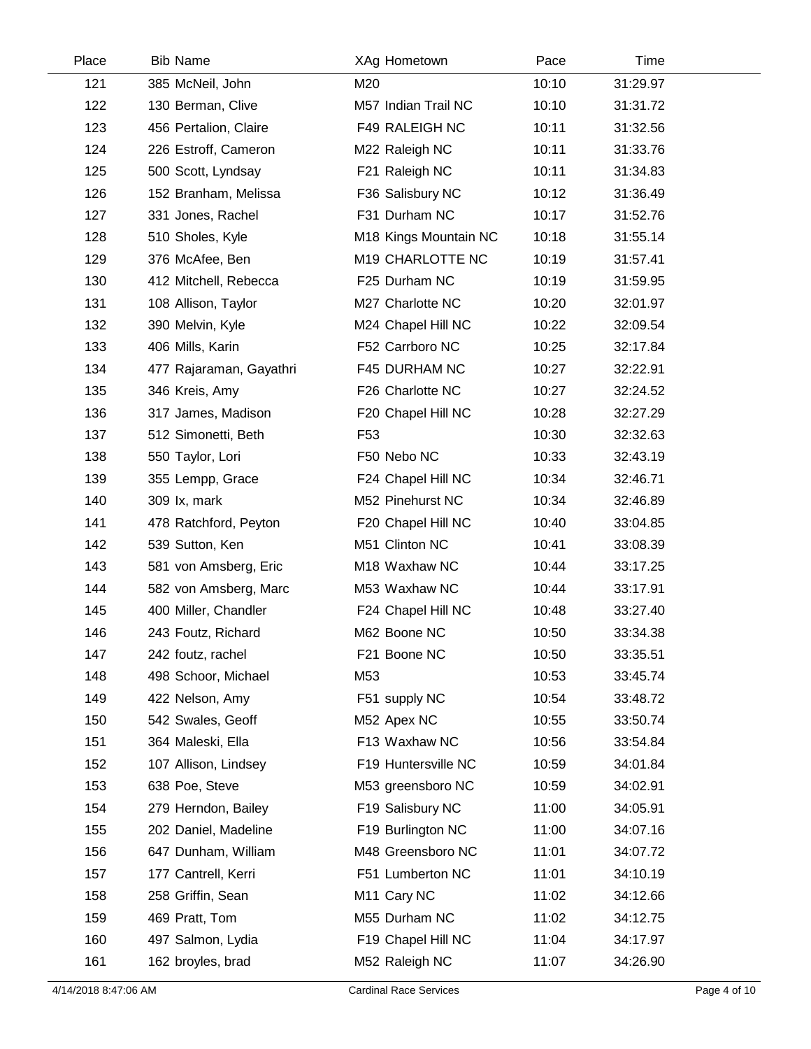| Place | Bib | Name | XAg | Hometown | Pace | Time |
|---|---|---|---|---|---|---|
| 121 | 385 | McNeil, John | M20 | | 10:10 | 31:29.97 |
| 122 | 130 | Berman, Clive | M57 | Indian Trail NC | 10:10 | 31:31.72 |
| 123 | 456 | Pertalion, Claire | F49 | RALEIGH NC | 10:11 | 31:32.56 |
| 124 | 226 | Estroff, Cameron | M22 | Raleigh NC | 10:11 | 31:33.76 |
| 125 | 500 | Scott, Lyndsay | F21 | Raleigh NC | 10:11 | 31:34.83 |
| 126 | 152 | Branham, Melissa | F36 | Salisbury NC | 10:12 | 31:36.49 |
| 127 | 331 | Jones, Rachel | F31 | Durham NC | 10:17 | 31:52.76 |
| 128 | 510 | Sholes, Kyle | M18 | Kings Mountain NC | 10:18 | 31:55.14 |
| 129 | 376 | McAfee, Ben | M19 | CHARLOTTE NC | 10:19 | 31:57.41 |
| 130 | 412 | Mitchell, Rebecca | F25 | Durham NC | 10:19 | 31:59.95 |
| 131 | 108 | Allison, Taylor | M27 | Charlotte NC | 10:20 | 32:01.97 |
| 132 | 390 | Melvin, Kyle | M24 | Chapel Hill NC | 10:22 | 32:09.54 |
| 133 | 406 | Mills, Karin | F52 | Carrboro NC | 10:25 | 32:17.84 |
| 134 | 477 | Rajaraman, Gayathri | F45 | DURHAM NC | 10:27 | 32:22.91 |
| 135 | 346 | Kreis, Amy | F26 | Charlotte NC | 10:27 | 32:24.52 |
| 136 | 317 | James, Madison | F20 | Chapel Hill NC | 10:28 | 32:27.29 |
| 137 | 512 | Simonetti, Beth | F53 | | 10:30 | 32:32.63 |
| 138 | 550 | Taylor, Lori | F50 | Nebo NC | 10:33 | 32:43.19 |
| 139 | 355 | Lempp, Grace | F24 | Chapel Hill NC | 10:34 | 32:46.71 |
| 140 | 309 | Ix, mark | M52 | Pinehurst NC | 10:34 | 32:46.89 |
| 141 | 478 | Ratchford, Peyton | F20 | Chapel Hill NC | 10:40 | 33:04.85 |
| 142 | 539 | Sutton, Ken | M51 | Clinton NC | 10:41 | 33:08.39 |
| 143 | 581 | von Amsberg, Eric | M18 | Waxhaw NC | 10:44 | 33:17.25 |
| 144 | 582 | von Amsberg, Marc | M53 | Waxhaw NC | 10:44 | 33:17.91 |
| 145 | 400 | Miller, Chandler | F24 | Chapel Hill NC | 10:48 | 33:27.40 |
| 146 | 243 | Foutz, Richard | M62 | Boone NC | 10:50 | 33:34.38 |
| 147 | 242 | foutz, rachel | F21 | Boone NC | 10:50 | 33:35.51 |
| 148 | 498 | Schoor, Michael | M53 | | 10:53 | 33:45.74 |
| 149 | 422 | Nelson, Amy | F51 | supply NC | 10:54 | 33:48.72 |
| 150 | 542 | Swales, Geoff | M52 | Apex NC | 10:55 | 33:50.74 |
| 151 | 364 | Maleski, Ella | F13 | Waxhaw NC | 10:56 | 33:54.84 |
| 152 | 107 | Allison, Lindsey | F19 | Huntersville NC | 10:59 | 34:01.84 |
| 153 | 638 | Poe, Steve | M53 | greensboro NC | 10:59 | 34:02.91 |
| 154 | 279 | Herndon, Bailey | F19 | Salisbury NC | 11:00 | 34:05.91 |
| 155 | 202 | Daniel, Madeline | F19 | Burlington NC | 11:00 | 34:07.16 |
| 156 | 647 | Dunham, William | M48 | Greensboro NC | 11:01 | 34:07.72 |
| 157 | 177 | Cantrell, Kerri | F51 | Lumberton NC | 11:01 | 34:10.19 |
| 158 | 258 | Griffin, Sean | M11 | Cary NC | 11:02 | 34:12.66 |
| 159 | 469 | Pratt, Tom | M55 | Durham NC | 11:02 | 34:12.75 |
| 160 | 497 | Salmon, Lydia | F19 | Chapel Hill NC | 11:04 | 34:17.97 |
| 161 | 162 | broyles, brad | M52 | Raleigh NC | 11:07 | 34:26.90 |

4/14/2018 8:47:06 AM — Cardinal Race Services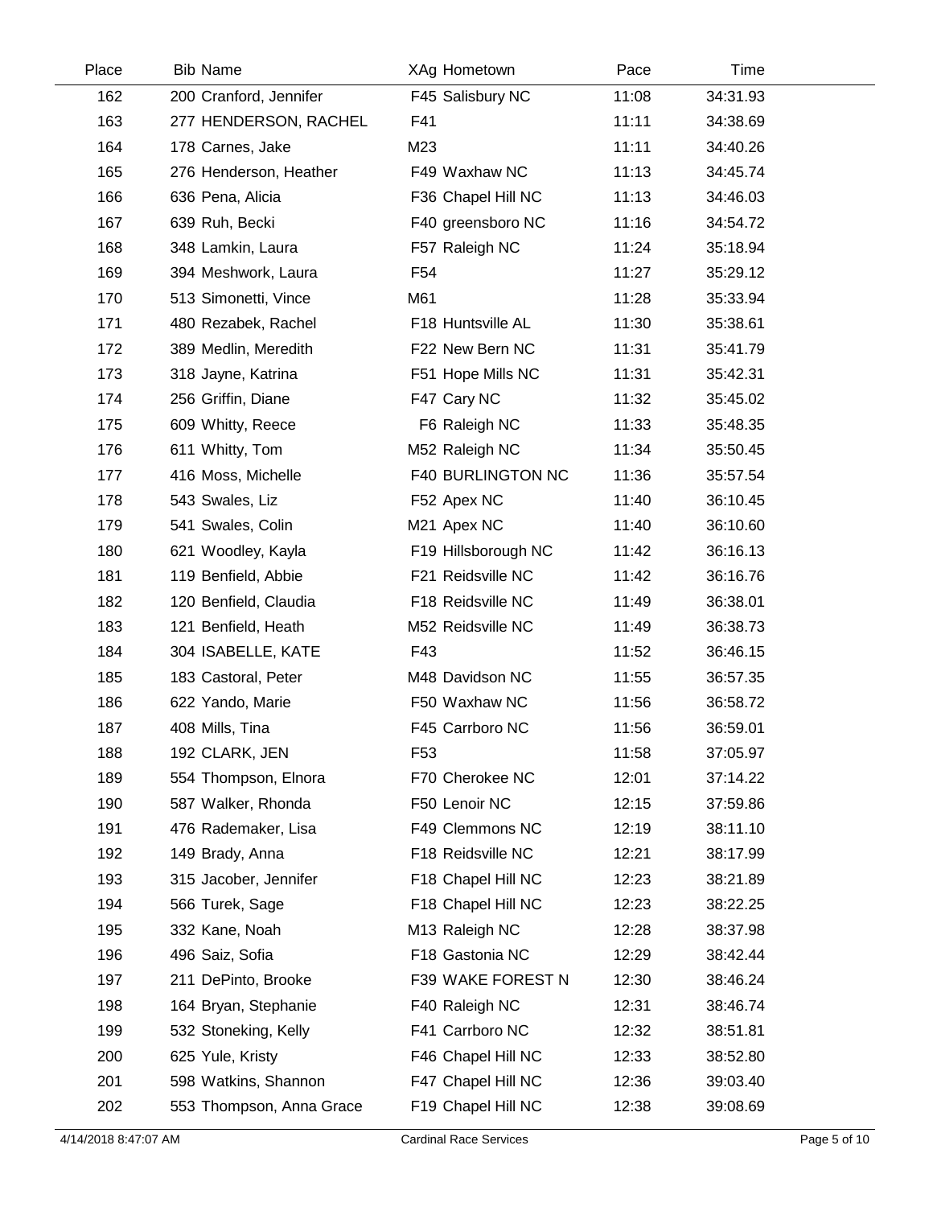| Place | Bib | Name | XAg | Hometown | Pace | Time |
|---|---|---|---|---|---|---|
| 162 | 200 | Cranford, Jennifer | F45 | Salisbury NC | 11:08 | 34:31.93 |
| 163 | 277 | HENDERSON, RACHEL | F41 | | 11:11 | 34:38.69 |
| 164 | 178 | Carnes, Jake | M23 | | 11:11 | 34:40.26 |
| 165 | 276 | Henderson, Heather | F49 | Waxhaw NC | 11:13 | 34:45.74 |
| 166 | 636 | Pena, Alicia | F36 | Chapel Hill NC | 11:13 | 34:46.03 |
| 167 | 639 | Ruh, Becki | F40 | greensboro NC | 11:16 | 34:54.72 |
| 168 | 348 | Lamkin, Laura | F57 | Raleigh NC | 11:24 | 35:18.94 |
| 169 | 394 | Meshwork, Laura | F54 | | 11:27 | 35:29.12 |
| 170 | 513 | Simonetti, Vince | M61 | | 11:28 | 35:33.94 |
| 171 | 480 | Rezabek, Rachel | F18 | Huntsville AL | 11:30 | 35:38.61 |
| 172 | 389 | Medlin, Meredith | F22 | New Bern NC | 11:31 | 35:41.79 |
| 173 | 318 | Jayne, Katrina | F51 | Hope Mills NC | 11:31 | 35:42.31 |
| 174 | 256 | Griffin, Diane | F47 | Cary NC | 11:32 | 35:45.02 |
| 175 | 609 | Whitty, Reece | F6 | Raleigh NC | 11:33 | 35:48.35 |
| 176 | 611 | Whitty, Tom | M52 | Raleigh NC | 11:34 | 35:50.45 |
| 177 | 416 | Moss, Michelle | F40 | BURLINGTON NC | 11:36 | 35:57.54 |
| 178 | 543 | Swales, Liz | F52 | Apex NC | 11:40 | 36:10.45 |
| 179 | 541 | Swales, Colin | M21 | Apex NC | 11:40 | 36:10.60 |
| 180 | 621 | Woodley, Kayla | F19 | Hillsborough NC | 11:42 | 36:16.13 |
| 181 | 119 | Benfield, Abbie | F21 | Reidsville NC | 11:42 | 36:16.76 |
| 182 | 120 | Benfield, Claudia | F18 | Reidsville NC | 11:49 | 36:38.01 |
| 183 | 121 | Benfield, Heath | M52 | Reidsville NC | 11:49 | 36:38.73 |
| 184 | 304 | ISABELLE, KATE | F43 | | 11:52 | 36:46.15 |
| 185 | 183 | Castoral, Peter | M48 | Davidson NC | 11:55 | 36:57.35 |
| 186 | 622 | Yando, Marie | F50 | Waxhaw NC | 11:56 | 36:58.72 |
| 187 | 408 | Mills, Tina | F45 | Carrboro NC | 11:56 | 36:59.01 |
| 188 | 192 | CLARK, JEN | F53 | | 11:58 | 37:05.97 |
| 189 | 554 | Thompson, Elnora | F70 | Cherokee NC | 12:01 | 37:14.22 |
| 190 | 587 | Walker, Rhonda | F50 | Lenoir NC | 12:15 | 37:59.86 |
| 191 | 476 | Rademaker, Lisa | F49 | Clemmons NC | 12:19 | 38:11.10 |
| 192 | 149 | Brady, Anna | F18 | Reidsville NC | 12:21 | 38:17.99 |
| 193 | 315 | Jacober, Jennifer | F18 | Chapel Hill NC | 12:23 | 38:21.89 |
| 194 | 566 | Turek, Sage | F18 | Chapel Hill NC | 12:23 | 38:22.25 |
| 195 | 332 | Kane, Noah | M13 | Raleigh NC | 12:28 | 38:37.98 |
| 196 | 496 | Saiz, Sofia | F18 | Gastonia NC | 12:29 | 38:42.44 |
| 197 | 211 | DePinto, Brooke | F39 | WAKE FOREST N | 12:30 | 38:46.24 |
| 198 | 164 | Bryan, Stephanie | F40 | Raleigh NC | 12:31 | 38:46.74 |
| 199 | 532 | Stoneking, Kelly | F41 | Carrboro NC | 12:32 | 38:51.81 |
| 200 | 625 | Yule, Kristy | F46 | Chapel Hill NC | 12:33 | 38:52.80 |
| 201 | 598 | Watkins, Shannon | F47 | Chapel Hill NC | 12:36 | 39:03.40 |
| 202 | 553 | Thompson, Anna Grace | F19 | Chapel Hill NC | 12:38 | 39:08.69 |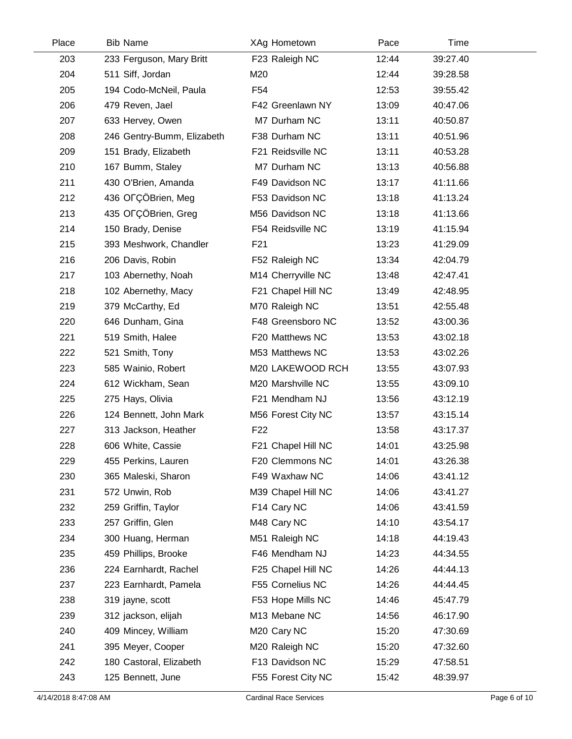| Place | Bib | Name | XAg | Hometown | Pace | Time |
|---|---|---|---|---|---|---|
| 203 | 233 | Ferguson, Mary Britt | F23 | Raleigh NC | 12:44 | 39:27.40 |
| 204 | 511 | Siff, Jordan | M20 | | 12:44 | 39:28.58 |
| 205 | 194 | Codo-McNeil, Paula | F54 | | 12:53 | 39:55.42 |
| 206 | 479 | Reven, Jael | F42 | Greenlawn NY | 13:09 | 40:47.06 |
| 207 | 633 | Hervey, Owen | M7 | Durham NC | 13:11 | 40:50.87 |
| 208 | 246 | Gentry-Bumm, Elizabeth | F38 | Durham NC | 13:11 | 40:51.96 |
| 209 | 151 | Brady, Elizabeth | F21 | Reidsville NC | 13:11 | 40:53.28 |
| 210 | 167 | Bumm, Staley | M7 | Durham NC | 13:13 | 40:56.88 |
| 211 | 430 | O'Brien, Amanda | F49 | Davidson NC | 13:17 | 41:11.66 |
| 212 | 436 | OΓÇÖBrien, Meg | F53 | Davidson NC | 13:18 | 41:13.24 |
| 213 | 435 | OΓÇÖBrien, Greg | M56 | Davidson NC | 13:18 | 41:13.66 |
| 214 | 150 | Brady, Denise | F54 | Reidsville NC | 13:19 | 41:15.94 |
| 215 | 393 | Meshwork, Chandler | F21 | | 13:23 | 41:29.09 |
| 216 | 206 | Davis, Robin | F52 | Raleigh NC | 13:34 | 42:04.79 |
| 217 | 103 | Abernethy, Noah | M14 | Cherryville NC | 13:48 | 42:47.41 |
| 218 | 102 | Abernethy, Macy | F21 | Chapel Hill NC | 13:49 | 42:48.95 |
| 219 | 379 | McCarthy, Ed | M70 | Raleigh NC | 13:51 | 42:55.48 |
| 220 | 646 | Dunham, Gina | F48 | Greensboro NC | 13:52 | 43:00.36 |
| 221 | 519 | Smith, Halee | F20 | Matthews NC | 13:53 | 43:02.18 |
| 222 | 521 | Smith, Tony | M53 | Matthews NC | 13:53 | 43:02.26 |
| 223 | 585 | Wainio, Robert | M20 | LAKEWOOD RCH | 13:55 | 43:07.93 |
| 224 | 612 | Wickham, Sean | M20 | Marshville NC | 13:55 | 43:09.10 |
| 225 | 275 | Hays, Olivia | F21 | Mendham NJ | 13:56 | 43:12.19 |
| 226 | 124 | Bennett, John Mark | M56 | Forest City NC | 13:57 | 43:15.14 |
| 227 | 313 | Jackson, Heather | F22 | | 13:58 | 43:17.37 |
| 228 | 606 | White, Cassie | F21 | Chapel Hill NC | 14:01 | 43:25.98 |
| 229 | 455 | Perkins, Lauren | F20 | Clemmons NC | 14:01 | 43:26.38 |
| 230 | 365 | Maleski, Sharon | F49 | Waxhaw NC | 14:06 | 43:41.12 |
| 231 | 572 | Unwin, Rob | M39 | Chapel Hill NC | 14:06 | 43:41.27 |
| 232 | 259 | Griffin, Taylor | F14 | Cary NC | 14:06 | 43:41.59 |
| 233 | 257 | Griffin, Glen | M48 | Cary NC | 14:10 | 43:54.17 |
| 234 | 300 | Huang, Herman | M51 | Raleigh NC | 14:18 | 44:19.43 |
| 235 | 459 | Phillips, Brooke | F46 | Mendham NJ | 14:23 | 44:34.55 |
| 236 | 224 | Earnhardt, Rachel | F25 | Chapel Hill NC | 14:26 | 44:44.13 |
| 237 | 223 | Earnhardt, Pamela | F55 | Cornelius NC | 14:26 | 44:44.45 |
| 238 | 319 | jayne, scott | F53 | Hope Mills NC | 14:46 | 45:47.79 |
| 239 | 312 | jackson, elijah | M13 | Mebane NC | 14:56 | 46:17.90 |
| 240 | 409 | Mincey, William | M20 | Cary NC | 15:20 | 47:30.69 |
| 241 | 395 | Meyer, Cooper | M20 | Raleigh NC | 15:20 | 47:32.60 |
| 242 | 180 | Castoral, Elizabeth | F13 | Davidson NC | 15:29 | 47:58.51 |
| 243 | 125 | Bennett, June | F55 | Forest City NC | 15:42 | 48:39.97 |

4/14/2018 8:47:08 AM Cardinal Race Services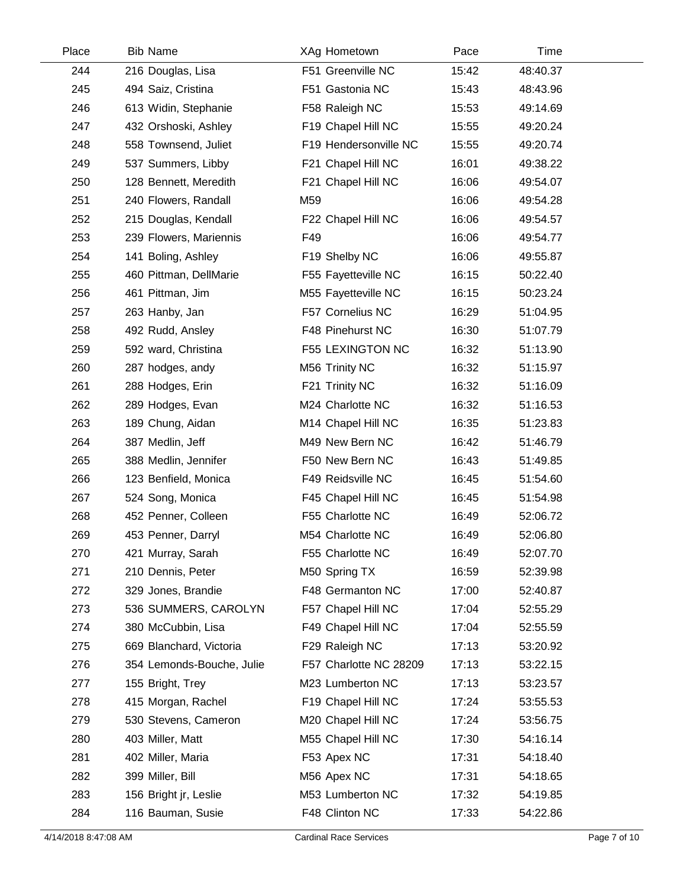| Place | Bib | Name | XAg | Hometown | Pace | Time |
|---|---|---|---|---|---|---|
| 244 | 216 | Douglas, Lisa | F51 | Greenville NC | 15:42 | 48:40.37 |
| 245 | 494 | Saiz, Cristina | F51 | Gastonia NC | 15:43 | 48:43.96 |
| 246 | 613 | Widin, Stephanie | F58 | Raleigh NC | 15:53 | 49:14.69 |
| 247 | 432 | Orshoski, Ashley | F19 | Chapel Hill NC | 15:55 | 49:20.24 |
| 248 | 558 | Townsend, Juliet | F19 | Hendersonville NC | 15:55 | 49:20.74 |
| 249 | 537 | Summers, Libby | F21 | Chapel Hill NC | 16:01 | 49:38.22 |
| 250 | 128 | Bennett, Meredith | F21 | Chapel Hill NC | 16:06 | 49:54.07 |
| 251 | 240 | Flowers, Randall | M59 | | 16:06 | 49:54.28 |
| 252 | 215 | Douglas, Kendall | F22 | Chapel Hill NC | 16:06 | 49:54.57 |
| 253 | 239 | Flowers, Mariennis | F49 | | 16:06 | 49:54.77 |
| 254 | 141 | Boling, Ashley | F19 | Shelby NC | 16:06 | 49:55.87 |
| 255 | 460 | Pittman, DellMarie | F55 | Fayetteville NC | 16:15 | 50:22.40 |
| 256 | 461 | Pittman, Jim | M55 | Fayetteville NC | 16:15 | 50:23.24 |
| 257 | 263 | Hanby, Jan | F57 | Cornelius NC | 16:29 | 51:04.95 |
| 258 | 492 | Rudd, Ansley | F48 | Pinehurst NC | 16:30 | 51:07.79 |
| 259 | 592 | ward, Christina | F55 | LEXINGTON NC | 16:32 | 51:13.90 |
| 260 | 287 | hodges, andy | M56 | Trinity NC | 16:32 | 51:15.97 |
| 261 | 288 | Hodges, Erin | F21 | Trinity NC | 16:32 | 51:16.09 |
| 262 | 289 | Hodges, Evan | M24 | Charlotte NC | 16:32 | 51:16.53 |
| 263 | 189 | Chung, Aidan | M14 | Chapel Hill NC | 16:35 | 51:23.83 |
| 264 | 387 | Medlin, Jeff | M49 | New Bern NC | 16:42 | 51:46.79 |
| 265 | 388 | Medlin, Jennifer | F50 | New Bern NC | 16:43 | 51:49.85 |
| 266 | 123 | Benfield, Monica | F49 | Reidsville NC | 16:45 | 51:54.60 |
| 267 | 524 | Song, Monica | F45 | Chapel Hill NC | 16:45 | 51:54.98 |
| 268 | 452 | Penner, Colleen | F55 | Charlotte NC | 16:49 | 52:06.72 |
| 269 | 453 | Penner, Darryl | M54 | Charlotte NC | 16:49 | 52:06.80 |
| 270 | 421 | Murray, Sarah | F55 | Charlotte NC | 16:49 | 52:07.70 |
| 271 | 210 | Dennis, Peter | M50 | Spring TX | 16:59 | 52:39.98 |
| 272 | 329 | Jones, Brandie | F48 | Germanton NC | 17:00 | 52:40.87 |
| 273 | 536 | SUMMERS, CAROLYN | F57 | Chapel Hill NC | 17:04 | 52:55.29 |
| 274 | 380 | McCubbin, Lisa | F49 | Chapel Hill NC | 17:04 | 52:55.59 |
| 275 | 669 | Blanchard, Victoria | F29 | Raleigh NC | 17:13 | 53:20.92 |
| 276 | 354 | Lemonds-Bouche, Julie | F57 | Charlotte NC 28209 | 17:13 | 53:22.15 |
| 277 | 155 | Bright, Trey | M23 | Lumberton NC | 17:13 | 53:23.57 |
| 278 | 415 | Morgan, Rachel | F19 | Chapel Hill NC | 17:24 | 53:55.53 |
| 279 | 530 | Stevens, Cameron | M20 | Chapel Hill NC | 17:24 | 53:56.75 |
| 280 | 403 | Miller, Matt | M55 | Chapel Hill NC | 17:30 | 54:16.14 |
| 281 | 402 | Miller, Maria | F53 | Apex NC | 17:31 | 54:18.40 |
| 282 | 399 | Miller, Bill | M56 | Apex NC | 17:31 | 54:18.65 |
| 283 | 156 | Bright jr, Leslie | M53 | Lumberton NC | 17:32 | 54:19.85 |
| 284 | 116 | Bauman, Susie | F48 | Clinton NC | 17:33 | 54:22.86 |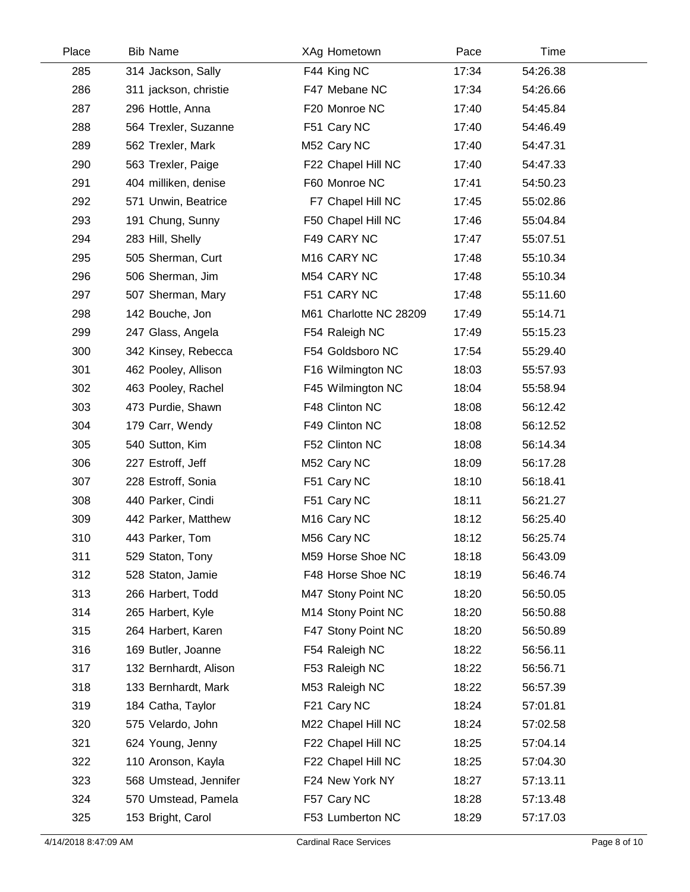| Place | Bib | Name | XAg | Hometown | Pace | Time |
|---|---|---|---|---|---|---|
| 285 | 314 | Jackson, Sally | F44 | King NC | 17:34 | 54:26.38 |
| 286 | 311 | jackson, christie | F47 | Mebane NC | 17:34 | 54:26.66 |
| 287 | 296 | Hottle, Anna | F20 | Monroe NC | 17:40 | 54:45.84 |
| 288 | 564 | Trexler, Suzanne | F51 | Cary NC | 17:40 | 54:46.49 |
| 289 | 562 | Trexler, Mark | M52 | Cary NC | 17:40 | 54:47.31 |
| 290 | 563 | Trexler, Paige | F22 | Chapel Hill NC | 17:40 | 54:47.33 |
| 291 | 404 | milliken, denise | F60 | Monroe NC | 17:41 | 54:50.23 |
| 292 | 571 | Unwin, Beatrice | F7 | Chapel Hill NC | 17:45 | 55:02.86 |
| 293 | 191 | Chung, Sunny | F50 | Chapel Hill NC | 17:46 | 55:04.84 |
| 294 | 283 | Hill, Shelly | F49 | CARY NC | 17:47 | 55:07.51 |
| 295 | 505 | Sherman, Curt | M16 | CARY NC | 17:48 | 55:10.34 |
| 296 | 506 | Sherman, Jim | M54 | CARY NC | 17:48 | 55:10.34 |
| 297 | 507 | Sherman, Mary | F51 | CARY NC | 17:48 | 55:11.60 |
| 298 | 142 | Bouche, Jon | M61 | Charlotte NC 28209 | 17:49 | 55:14.71 |
| 299 | 247 | Glass, Angela | F54 | Raleigh NC | 17:49 | 55:15.23 |
| 300 | 342 | Kinsey, Rebecca | F54 | Goldsboro NC | 17:54 | 55:29.40 |
| 301 | 462 | Pooley, Allison | F16 | Wilmington NC | 18:03 | 55:57.93 |
| 302 | 463 | Pooley, Rachel | F45 | Wilmington NC | 18:04 | 55:58.94 |
| 303 | 473 | Purdie, Shawn | F48 | Clinton NC | 18:08 | 56:12.42 |
| 304 | 179 | Carr, Wendy | F49 | Clinton NC | 18:08 | 56:12.52 |
| 305 | 540 | Sutton, Kim | F52 | Clinton NC | 18:08 | 56:14.34 |
| 306 | 227 | Estroff, Jeff | M52 | Cary NC | 18:09 | 56:17.28 |
| 307 | 228 | Estroff, Sonia | F51 | Cary NC | 18:10 | 56:18.41 |
| 308 | 440 | Parker, Cindi | F51 | Cary NC | 18:11 | 56:21.27 |
| 309 | 442 | Parker, Matthew | M16 | Cary NC | 18:12 | 56:25.40 |
| 310 | 443 | Parker, Tom | M56 | Cary NC | 18:12 | 56:25.74 |
| 311 | 529 | Staton, Tony | M59 | Horse Shoe NC | 18:18 | 56:43.09 |
| 312 | 528 | Staton, Jamie | F48 | Horse Shoe NC | 18:19 | 56:46.74 |
| 313 | 266 | Harbert, Todd | M47 | Stony Point NC | 18:20 | 56:50.05 |
| 314 | 265 | Harbert, Kyle | M14 | Stony Point NC | 18:20 | 56:50.88 |
| 315 | 264 | Harbert, Karen | F47 | Stony Point NC | 18:20 | 56:50.89 |
| 316 | 169 | Butler, Joanne | F54 | Raleigh NC | 18:22 | 56:56.11 |
| 317 | 132 | Bernhardt, Alison | F53 | Raleigh NC | 18:22 | 56:56.71 |
| 318 | 133 | Bernhardt, Mark | M53 | Raleigh NC | 18:22 | 56:57.39 |
| 319 | 184 | Catha, Taylor | F21 | Cary NC | 18:24 | 57:01.81 |
| 320 | 575 | Velardo, John | M22 | Chapel Hill NC | 18:24 | 57:02.58 |
| 321 | 624 | Young, Jenny | F22 | Chapel Hill NC | 18:25 | 57:04.14 |
| 322 | 110 | Aronson, Kayla | F22 | Chapel Hill NC | 18:25 | 57:04.30 |
| 323 | 568 | Umstead, Jennifer | F24 | New York NY | 18:27 | 57:13.11 |
| 324 | 570 | Umstead, Pamela | F57 | Cary NC | 18:28 | 57:13.48 |
| 325 | 153 | Bright, Carol | F53 | Lumberton NC | 18:29 | 57:17.03 |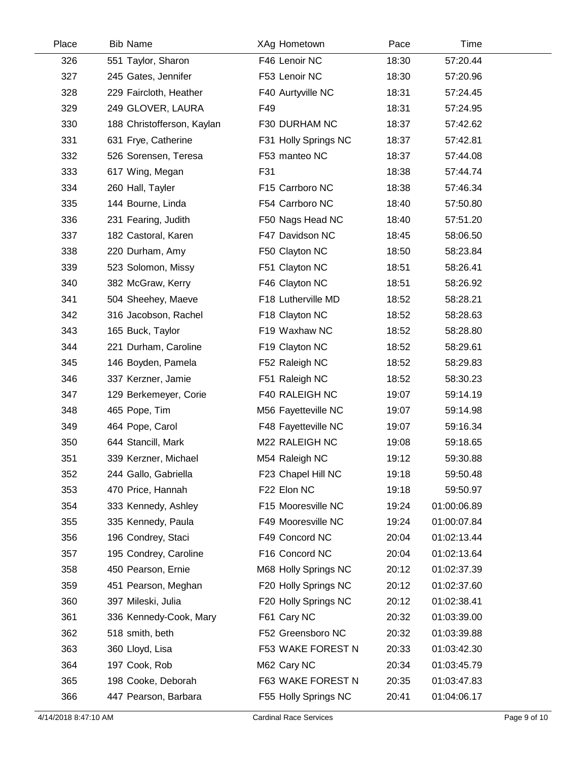| Place | Bib | Name | XAg | Hometown | Pace | Time |
|---|---|---|---|---|---|---|
| 326 | 551 | Taylor, Sharon | F46 | Lenoir NC | 18:30 | 57:20.44 |
| 327 | 245 | Gates, Jennifer | F53 | Lenoir NC | 18:30 | 57:20.96 |
| 328 | 229 | Faircloth, Heather | F40 | Aurtyville NC | 18:31 | 57:24.45 |
| 329 | 249 | GLOVER, LAURA | F49 | | 18:31 | 57:24.95 |
| 330 | 188 | Christofferson, Kaylan | F30 | DURHAM NC | 18:37 | 57:42.62 |
| 331 | 631 | Frye, Catherine | F31 | Holly Springs NC | 18:37 | 57:42.81 |
| 332 | 526 | Sorensen, Teresa | F53 | manteo NC | 18:37 | 57:44.08 |
| 333 | 617 | Wing, Megan | F31 | | 18:38 | 57:44.74 |
| 334 | 260 | Hall, Tayler | F15 | Carrboro NC | 18:38 | 57:46.34 |
| 335 | 144 | Bourne, Linda | F54 | Carrboro NC | 18:40 | 57:50.80 |
| 336 | 231 | Fearing, Judith | F50 | Nags Head NC | 18:40 | 57:51.20 |
| 337 | 182 | Castoral, Karen | F47 | Davidson NC | 18:45 | 58:06.50 |
| 338 | 220 | Durham, Amy | F50 | Clayton NC | 18:50 | 58:23.84 |
| 339 | 523 | Solomon, Missy | F51 | Clayton NC | 18:51 | 58:26.41 |
| 340 | 382 | McGraw, Kerry | F46 | Clayton NC | 18:51 | 58:26.92 |
| 341 | 504 | Sheehey, Maeve | F18 | Lutherville MD | 18:52 | 58:28.21 |
| 342 | 316 | Jacobson, Rachel | F18 | Clayton NC | 18:52 | 58:28.63 |
| 343 | 165 | Buck, Taylor | F19 | Waxhaw NC | 18:52 | 58:28.80 |
| 344 | 221 | Durham, Caroline | F19 | Clayton NC | 18:52 | 58:29.61 |
| 345 | 146 | Boyden, Pamela | F52 | Raleigh NC | 18:52 | 58:29.83 |
| 346 | 337 | Kerzner, Jamie | F51 | Raleigh NC | 18:52 | 58:30.23 |
| 347 | 129 | Berkemeyer, Corie | F40 | RALEIGH NC | 19:07 | 59:14.19 |
| 348 | 465 | Pope, Tim | M56 | Fayetteville NC | 19:07 | 59:14.98 |
| 349 | 464 | Pope, Carol | F48 | Fayetteville NC | 19:07 | 59:16.34 |
| 350 | 644 | Stancill, Mark | M22 | RALEIGH NC | 19:08 | 59:18.65 |
| 351 | 339 | Kerzner, Michael | M54 | Raleigh NC | 19:12 | 59:30.88 |
| 352 | 244 | Gallo, Gabriella | F23 | Chapel Hill NC | 19:18 | 59:50.48 |
| 353 | 470 | Price, Hannah | F22 | Elon NC | 19:18 | 59:50.97 |
| 354 | 333 | Kennedy, Ashley | F15 | Mooresville NC | 19:24 | 01:00:06.89 |
| 355 | 335 | Kennedy, Paula | F49 | Mooresville NC | 19:24 | 01:00:07.84 |
| 356 | 196 | Condrey, Staci | F49 | Concord NC | 20:04 | 01:02:13.44 |
| 357 | 195 | Condrey, Caroline | F16 | Concord NC | 20:04 | 01:02:13.64 |
| 358 | 450 | Pearson, Ernie | M68 | Holly Springs NC | 20:12 | 01:02:37.39 |
| 359 | 451 | Pearson, Meghan | F20 | Holly Springs NC | 20:12 | 01:02:37.60 |
| 360 | 397 | Mileski, Julia | F20 | Holly Springs NC | 20:12 | 01:02:38.41 |
| 361 | 336 | Kennedy-Cook, Mary | F61 | Cary NC | 20:32 | 01:03:39.00 |
| 362 | 518 | smith, beth | F52 | Greensboro NC | 20:32 | 01:03:39.88 |
| 363 | 360 | Lloyd, Lisa | F53 | WAKE FOREST N | 20:33 | 01:03:42.30 |
| 364 | 197 | Cook, Rob | M62 | Cary NC | 20:34 | 01:03:45.79 |
| 365 | 198 | Cooke, Deborah | F63 | WAKE FOREST N | 20:35 | 01:03:47.83 |
| 366 | 447 | Pearson, Barbara | F55 | Holly Springs NC | 20:41 | 01:04:06.17 |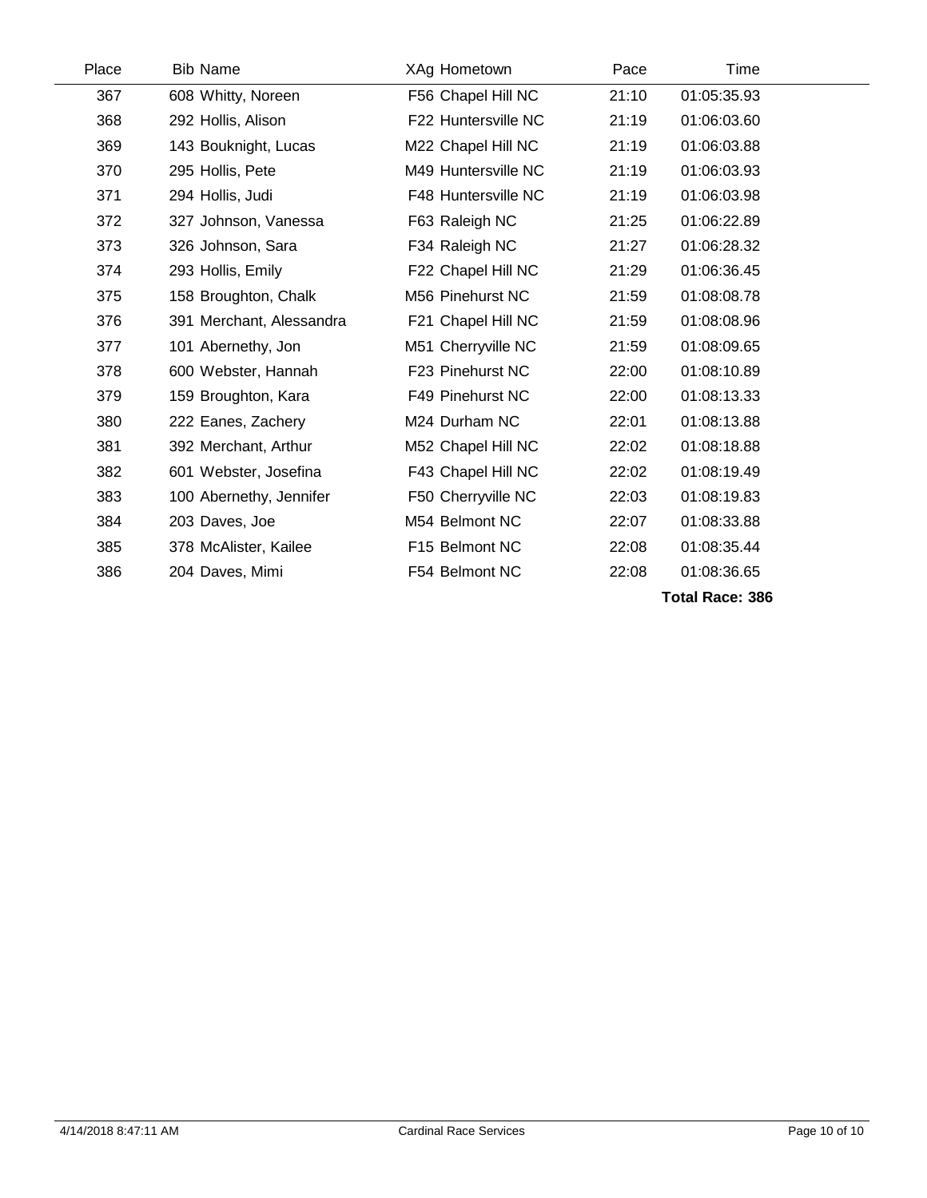| Place | Bib | Name | XAg | Hometown | Pace | Time |
|---|---|---|---|---|---|---|
| 367 | 608 | Whitty, Noreen | F56 | Chapel Hill NC | 21:10 | 01:05:35.93 |
| 368 | 292 | Hollis, Alison | F22 | Huntersville NC | 21:19 | 01:06:03.60 |
| 369 | 143 | Bouknight, Lucas | M22 | Chapel Hill NC | 21:19 | 01:06:03.88 |
| 370 | 295 | Hollis, Pete | M49 | Huntersville NC | 21:19 | 01:06:03.93 |
| 371 | 294 | Hollis, Judi | F48 | Huntersville NC | 21:19 | 01:06:03.98 |
| 372 | 327 | Johnson, Vanessa | F63 | Raleigh NC | 21:25 | 01:06:22.89 |
| 373 | 326 | Johnson, Sara | F34 | Raleigh NC | 21:27 | 01:06:28.32 |
| 374 | 293 | Hollis, Emily | F22 | Chapel Hill NC | 21:29 | 01:06:36.45 |
| 375 | 158 | Broughton, Chalk | M56 | Pinehurst NC | 21:59 | 01:08:08.78 |
| 376 | 391 | Merchant, Alessandra | F21 | Chapel Hill NC | 21:59 | 01:08:08.96 |
| 377 | 101 | Abernethy, Jon | M51 | Cherryville NC | 21:59 | 01:08:09.65 |
| 378 | 600 | Webster, Hannah | F23 | Pinehurst NC | 22:00 | 01:08:10.89 |
| 379 | 159 | Broughton, Kara | F49 | Pinehurst NC | 22:00 | 01:08:13.33 |
| 380 | 222 | Eanes, Zachery | M24 | Durham NC | 22:01 | 01:08:13.88 |
| 381 | 392 | Merchant, Arthur | M52 | Chapel Hill NC | 22:02 | 01:08:18.88 |
| 382 | 601 | Webster, Josefina | F43 | Chapel Hill NC | 22:02 | 01:08:19.49 |
| 383 | 100 | Abernethy, Jennifer | F50 | Cherryville NC | 22:03 | 01:08:19.83 |
| 384 | 203 | Daves, Joe | M54 | Belmont NC | 22:07 | 01:08:33.88 |
| 385 | 378 | McAlister, Kailee | F15 | Belmont NC | 22:08 | 01:08:35.44 |
| 386 | 204 | Daves, Mimi | F54 | Belmont NC | 22:08 | 01:08:36.65 |

**Total Race: 386**

4/14/2018 8:47:11 AM    Cardinal Race Services